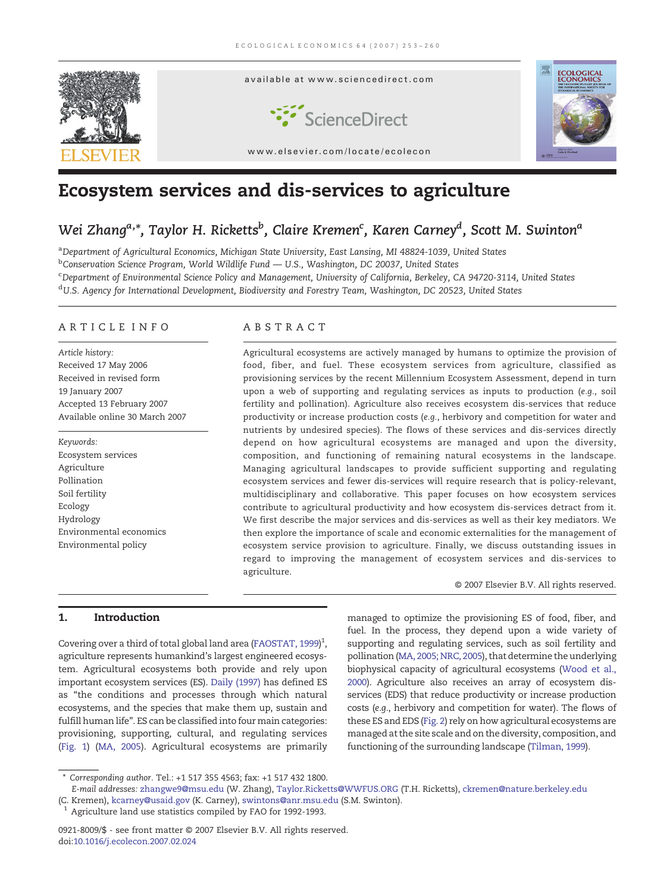# Ecosystem services and dis-services to agriculture

Wei Zhang[a,*], Taylor H. Ricketts[b], Claire Kremen[c], Karen Carney[d], Scott M. Swinton[a]

[a]Department of Agricultural Economics, Michigan State University, East Lansing, MI 48824-1039, United States
[b]Conservation Science Program, World Wildlife Fund — U.S., Washington, DC 20037, United States
[c]Department of Environmental Science Policy and Management, University of California, Berkeley, CA 94720-3114, United States
[d]U.S. Agency for International Development, Biodiversity and Forestry Team, Washington, DC 20523, United States

## ARTICLE INFO

*Article history:*
Received 17 May 2006
Received in revised form
19 January 2007
Accepted 13 February 2007
Available online 30 March 2007

*Keywords:*
Ecosystem services
Agriculture
Pollination
Soil fertility
Ecology
Hydrology
Environmental economics
Environmental policy

## ABSTRACT

Agricultural ecosystems are actively managed by humans to optimize the provision of food, fiber, and fuel. These ecosystem services from agriculture, classified as provisioning services by the recent Millennium Ecosystem Assessment, depend in turn upon a web of supporting and regulating services as inputs to production (*e.g.*, soil fertility and pollination). Agriculture also receives ecosystem dis-services that reduce productivity or increase production costs (*e.g.*, herbivory and competition for water and nutrients by undesired species). The flows of these services and dis-services directly depend on how agricultural ecosystems are managed and upon the diversity, composition, and functioning of remaining natural ecosystems in the landscape. Managing agricultural landscapes to provide sufficient supporting and regulating ecosystem services and fewer dis-services will require research that is policy-relevant, multidisciplinary and collaborative. This paper focuses on how ecosystem services contribute to agricultural productivity and how ecosystem dis-services detract from it. We first describe the major services and dis-services as well as their key mediators. We then explore the importance of scale and economic externalities for the management of ecosystem service provision to agriculture. Finally, we discuss outstanding issues in regard to improving the management of ecosystem services and dis-services to agriculture.

© 2007 Elsevier B.V. All rights reserved.

## 1. Introduction

Covering over a third of total global land area (FAOSTAT, 1999)[1], agriculture represents humankind's largest engineered ecosystem. Agricultural ecosystems both provide and rely upon important ecosystem services (ES). Daily (1997) has defined ES as "the conditions and processes through which natural ecosystems, and the species that make them up, sustain and fulfill human life". ES can be classified into four main categories: provisioning, supporting, cultural, and regulating services (Fig. 1) (MA, 2005). Agricultural ecosystems are primarily managed to optimize the provisioning ES of food, fiber, and fuel. In the process, they depend upon a wide variety of supporting and regulating services, such as soil fertility and pollination (MA, 2005; NRC, 2005), that determine the underlying biophysical capacity of agricultural ecosystems (Wood et al., 2000). Agriculture also receives an array of ecosystem dis-services (EDS) that reduce productivity or increase production costs (*e.g.*, herbivory and competition for water). The flows of these ES and EDS (Fig. 2) rely on how agricultural ecosystems are managed at the site scale and on the diversity, composition, and functioning of the surrounding landscape (Tilman, 1999).

\* Corresponding author. Tel.: +1 517 355 4563; fax: +1 517 432 1800.
E-mail addresses: zhangwe9@msu.edu (W. Zhang), Taylor.Ricketts@WWFUS.ORG (T.H. Ricketts), ckremen@nature.berkeley.edu (C. Kremen), kcarney@usaid.gov (K. Carney), swintons@anr.msu.edu (S.M. Swinton).
[1] Agriculture land use statistics compiled by FAO for 1992-1993.

0921-8009/$ - see front matter © 2007 Elsevier B.V. All rights reserved.
doi:10.1016/j.ecolecon.2007.02.024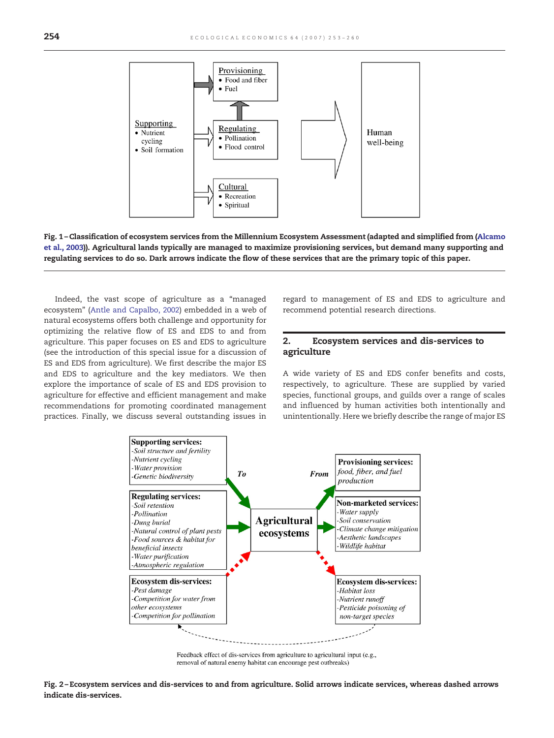Fig. 1 – Classification of ecosystem services from the Millennium Ecosystem Assessment (adapted and simplified from (Alcamo et al., 2003)). Agricultural lands typically are managed to maximize provisioning services, but demand many supporting and regulating services to do so. Dark arrows indicate the flow of these services that are the primary topic of this paper.

Indeed, the vast scope of agriculture as a "managed ecosystem" (Antle and Capalbo, 2002) embedded in a web of natural ecosystems offers both challenge and opportunity for optimizing the relative flow of ES and EDS to and from agriculture. This paper focuses on ES and EDS to agriculture (see the introduction of this special issue for a discussion of ES and EDS from agriculture). We first describe the major ES and EDS to agriculture and the key mediators. We then explore the importance of scale of ES and EDS provision to agriculture for effective and efficient management and make recommendations for promoting coordinated management practices. Finally, we discuss several outstanding issues in regard to management of ES and EDS to agriculture and recommend potential research directions.

## 2. Ecosystem services and dis-services to agriculture

A wide variety of ES and EDS confer benefits and costs, respectively, to agriculture. These are supplied by varied species, functional groups, and guilds over a range of scales and influenced by human activities both intentionally and unintentionally. Here we briefly describe the range of major ES

Fig. 2 – Ecosystem services and dis-services to and from agriculture. Solid arrows indicate services, whereas dashed arrows indicate dis-services.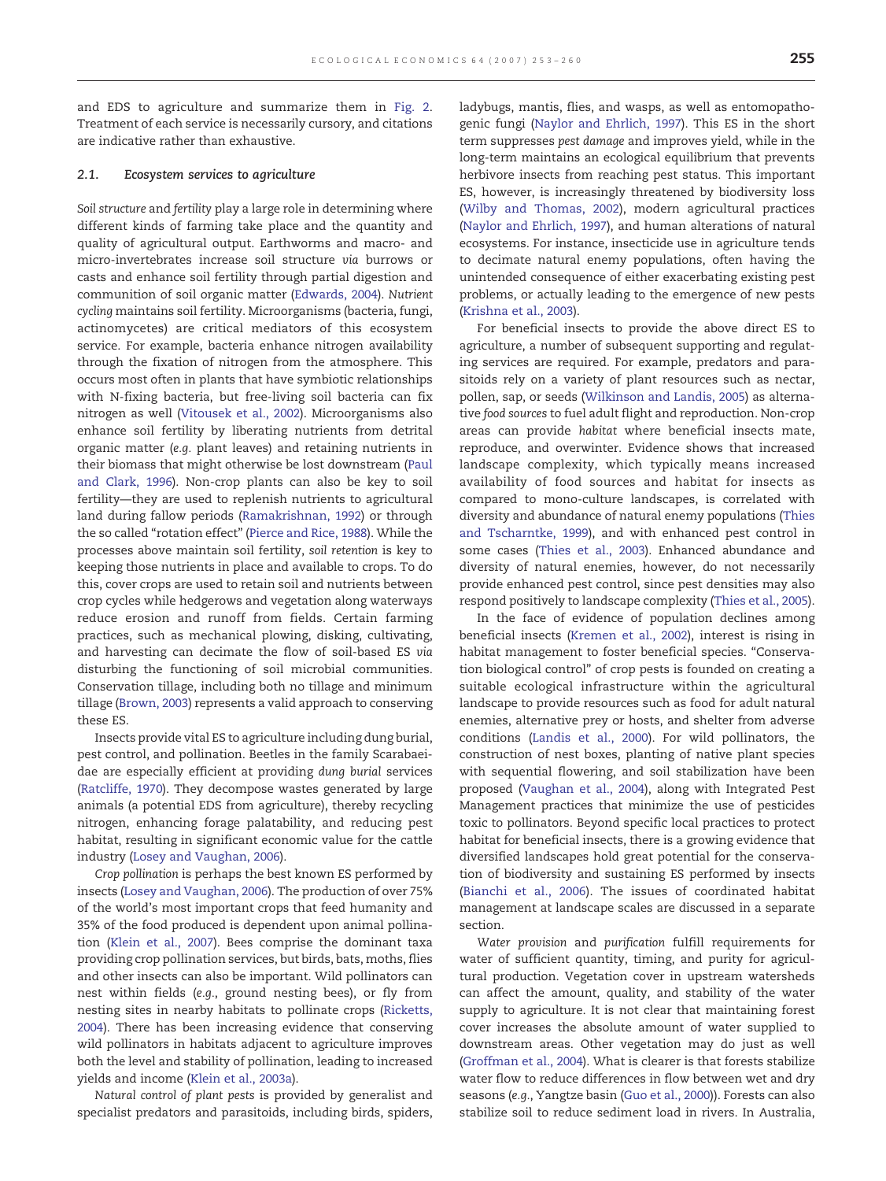and EDS to agriculture and summarize them in Fig. 2. Treatment of each service is necessarily cursory, and citations are indicative rather than exhaustive.

### 2.1. Ecosystem services to agriculture

*Soil structure* and *fertility* play a large role in determining where different kinds of farming take place and the quantity and quality of agricultural output. Earthworms and macro- and micro-invertebrates increase soil structure *via* burrows or casts and enhance soil fertility through partial digestion and communition of soil organic matter (Edwards, 2004). *Nutrient cycling* maintains soil fertility. Microorganisms (bacteria, fungi, actinomycetes) are critical mediators of this ecosystem service. For example, bacteria enhance nitrogen availability through the fixation of nitrogen from the atmosphere. This occurs most often in plants that have symbiotic relationships with N-fixing bacteria, but free-living soil bacteria can fix nitrogen as well (Vitousek et al., 2002). Microorganisms also enhance soil fertility by liberating nutrients from detrital organic matter (*e.g.* plant leaves) and retaining nutrients in their biomass that might otherwise be lost downstream (Paul and Clark, 1996). Non-crop plants can also be key to soil fertility—they are used to replenish nutrients to agricultural land during fallow periods (Ramakrishnan, 1992) or through the so called "rotation effect" (Pierce and Rice, 1988). While the processes above maintain soil fertility, *soil retention* is key to keeping those nutrients in place and available to crops. To do this, cover crops are used to retain soil and nutrients between crop cycles while hedgerows and vegetation along waterways reduce erosion and runoff from fields. Certain farming practices, such as mechanical plowing, disking, cultivating, and harvesting can decimate the flow of soil-based ES *via* disturbing the functioning of soil microbial communities. Conservation tillage, including both no tillage and minimum tillage (Brown, 2003) represents a valid approach to conserving these ES.

Insects provide vital ES to agriculture including dung burial, pest control, and pollination. Beetles in the family Scarabaeidae are especially efficient at providing *dung burial* services (Ratcliffe, 1970). They decompose wastes generated by large animals (a potential EDS from agriculture), thereby recycling nitrogen, enhancing forage palatability, and reducing pest habitat, resulting in significant economic value for the cattle industry (Losey and Vaughan, 2006).

*Crop pollination* is perhaps the best known ES performed by insects (Losey and Vaughan, 2006). The production of over 75% of the world's most important crops that feed humanity and 35% of the food produced is dependent upon animal pollination (Klein et al., 2007). Bees comprise the dominant taxa providing crop pollination services, but birds, bats, moths, flies and other insects can also be important. Wild pollinators can nest within fields (*e.g.*, ground nesting bees), or fly from nesting sites in nearby habitats to pollinate crops (Ricketts, 2004). There has been increasing evidence that conserving wild pollinators in habitats adjacent to agriculture improves both the level and stability of pollination, leading to increased yields and income (Klein et al., 2003a).

*Natural control of plant pests* is provided by generalist and specialist predators and parasitoids, including birds, spiders, ladybugs, mantis, flies, and wasps, as well as entomopathogenic fungi (Naylor and Ehrlich, 1997). This ES in the short term suppresses *pest damage* and improves yield, while in the long-term maintains an ecological equilibrium that prevents herbivore insects from reaching pest status. This important ES, however, is increasingly threatened by biodiversity loss (Wilby and Thomas, 2002), modern agricultural practices (Naylor and Ehrlich, 1997), and human alterations of natural ecosystems. For instance, insecticide use in agriculture tends to decimate natural enemy populations, often having the unintended consequence of either exacerbating existing pest problems, or actually leading to the emergence of new pests (Krishna et al., 2003).

For beneficial insects to provide the above direct ES to agriculture, a number of subsequent supporting and regulating services are required. For example, predators and parasitoids rely on a variety of plant resources such as nectar, pollen, sap, or seeds (Wilkinson and Landis, 2005) as alternative *food sources* to fuel adult flight and reproduction. Non-crop areas can provide *habitat* where beneficial insects mate, reproduce, and overwinter. Evidence shows that increased landscape complexity, which typically means increased availability of food sources and habitat for insects as compared to mono-culture landscapes, is correlated with diversity and abundance of natural enemy populations (Thies and Tscharntke, 1999), and with enhanced pest control in some cases (Thies et al., 2003). Enhanced abundance and diversity of natural enemies, however, do not necessarily provide enhanced pest control, since pest densities may also respond positively to landscape complexity (Thies et al., 2005).

In the face of evidence of population declines among beneficial insects (Kremen et al., 2002), interest is rising in habitat management to foster beneficial species. "Conservation biological control" of crop pests is founded on creating a suitable ecological infrastructure within the agricultural landscape to provide resources such as food for adult natural enemies, alternative prey or hosts, and shelter from adverse conditions (Landis et al., 2000). For wild pollinators, the construction of nest boxes, planting of native plant species with sequential flowering, and soil stabilization have been proposed (Vaughan et al., 2004), along with Integrated Pest Management practices that minimize the use of pesticides toxic to pollinators. Beyond specific local practices to protect habitat for beneficial insects, there is a growing evidence that diversified landscapes hold great potential for the conservation of biodiversity and sustaining ES performed by insects (Bianchi et al., 2006). The issues of coordinated habitat management at landscape scales are discussed in a separate section.

*Water provision* and *purification* fulfill requirements for water of sufficient quantity, timing, and purity for agricultural production. Vegetation cover in upstream watersheds can affect the amount, quality, and stability of the water supply to agriculture. It is not clear that maintaining forest cover increases the absolute amount of water supplied to downstream areas. Other vegetation may do just as well (Groffman et al., 2004). What is clearer is that forests stabilize water flow to reduce differences in flow between wet and dry seasons (*e.g.*, Yangtze basin (Guo et al., 2000)). Forests can also stabilize soil to reduce sediment load in rivers. In Australia,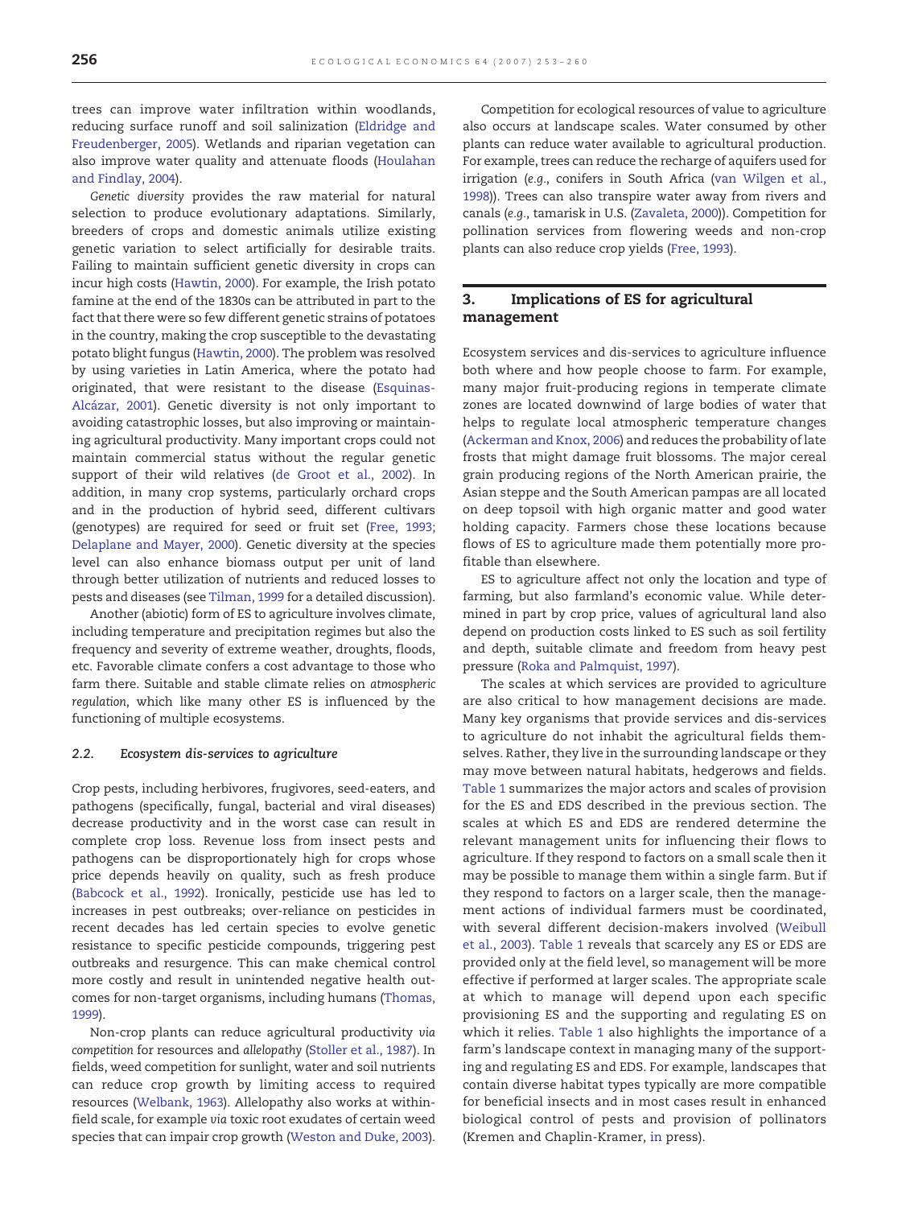trees can improve water infiltration within woodlands, reducing surface runoff and soil salinization (Eldridge and Freudenberger, 2005). Wetlands and riparian vegetation can also improve water quality and attenuate floods (Houlahan and Findlay, 2004).

*Genetic diversity* provides the raw material for natural selection to produce evolutionary adaptations. Similarly, breeders of crops and domestic animals utilize existing genetic variation to select artificially for desirable traits. Failing to maintain sufficient genetic diversity in crops can incur high costs (Hawtin, 2000). For example, the Irish potato famine at the end of the 1830s can be attributed in part to the fact that there were so few different genetic strains of potatoes in the country, making the crop susceptible to the devastating potato blight fungus (Hawtin, 2000). The problem was resolved by using varieties in Latin America, where the potato had originated, that were resistant to the disease (Esquinas-Alcázar, 2001). Genetic diversity is not only important to avoiding catastrophic losses, but also improving or maintaining agricultural productivity. Many important crops could not maintain commercial status without the regular genetic support of their wild relatives (de Groot et al., 2002). In addition, in many crop systems, particularly orchard crops and in the production of hybrid seed, different cultivars (genotypes) are required for seed or fruit set (Free, 1993; Delaplane and Mayer, 2000). Genetic diversity at the species level can also enhance biomass output per unit of land through better utilization of nutrients and reduced losses to pests and diseases (see Tilman, 1999 for a detailed discussion).

Another (abiotic) form of ES to agriculture involves climate, including temperature and precipitation regimes but also the frequency and severity of extreme weather, droughts, floods, etc. Favorable climate confers a cost advantage to those who farm there. Suitable and stable climate relies on *atmospheric regulation*, which like many other ES is influenced by the functioning of multiple ecosystems.

### 2.2. Ecosystem dis-services to agriculture

Crop pests, including herbivores, frugivores, seed-eaters, and pathogens (specifically, fungal, bacterial and viral diseases) decrease productivity and in the worst case can result in complete crop loss. Revenue loss from insect pests and pathogens can be disproportionately high for crops whose price depends heavily on quality, such as fresh produce (Babcock et al., 1992). Ironically, pesticide use has led to increases in pest outbreaks; over-reliance on pesticides in recent decades has led certain species to evolve genetic resistance to specific pesticide compounds, triggering pest outbreaks and resurgence. This can make chemical control more costly and result in unintended negative health outcomes for non-target organisms, including humans (Thomas, 1999).

Non-crop plants can reduce agricultural productivity *via competition* for resources and *allelopathy* (Stoller et al., 1987). In fields, weed competition for sunlight, water and soil nutrients can reduce crop growth by limiting access to required resources (Welbank, 1963). Allelopathy also works at within-field scale, for example *via* toxic root exudates of certain weed species that can impair crop growth (Weston and Duke, 2003).

Competition for ecological resources of value to agriculture also occurs at landscape scales. Water consumed by other plants can reduce water available to agricultural production. For example, trees can reduce the recharge of aquifers used for irrigation (*e.g.*, conifers in South Africa (van Wilgen et al., 1998)). Trees can also transpire water away from rivers and canals (*e.g.*, tamarisk in U.S. (Zavaleta, 2000)). Competition for pollination services from flowering weeds and non-crop plants can also reduce crop yields (Free, 1993).

## 3. Implications of ES for agricultural management

Ecosystem services and dis-services to agriculture influence both where and how people choose to farm. For example, many major fruit-producing regions in temperate climate zones are located downwind of large bodies of water that helps to regulate local atmospheric temperature changes (Ackerman and Knox, 2006) and reduces the probability of late frosts that might damage fruit blossoms. The major cereal grain producing regions of the North American prairie, the Asian steppe and the South American pampas are all located on deep topsoil with high organic matter and good water holding capacity. Farmers chose these locations because flows of ES to agriculture made them potentially more profitable than elsewhere.

ES to agriculture affect not only the location and type of farming, but also farmland's economic value. While determined in part by crop price, values of agricultural land also depend on production costs linked to ES such as soil fertility and depth, suitable climate and freedom from heavy pest pressure (Roka and Palmquist, 1997).

The scales at which services are provided to agriculture are also critical to how management decisions are made. Many key organisms that provide services and dis-services to agriculture do not inhabit the agricultural fields themselves. Rather, they live in the surrounding landscape or they may move between natural habitats, hedgerows and fields. Table 1 summarizes the major actors and scales of provision for the ES and EDS described in the previous section. The scales at which ES and EDS are rendered determine the relevant management units for influencing their flows to agriculture. If they respond to factors on a small scale then it may be possible to manage them within a single farm. But if they respond to factors on a larger scale, then the management actions of individual farmers must be coordinated, with several different decision-makers involved (Weibull et al., 2003). Table 1 reveals that scarcely any ES or EDS are provided only at the field level, so management will be more effective if performed at larger scales. The appropriate scale at which to manage will depend upon each specific provisioning ES and the supporting and regulating ES on which it relies. Table 1 also highlights the importance of a farm's landscape context in managing many of the supporting and regulating ES and EDS. For example, landscapes that contain diverse habitat types typically are more compatible for beneficial insects and in most cases result in enhanced biological control of pests and provision of pollinators (Kremen and Chaplin-Kramer, in press).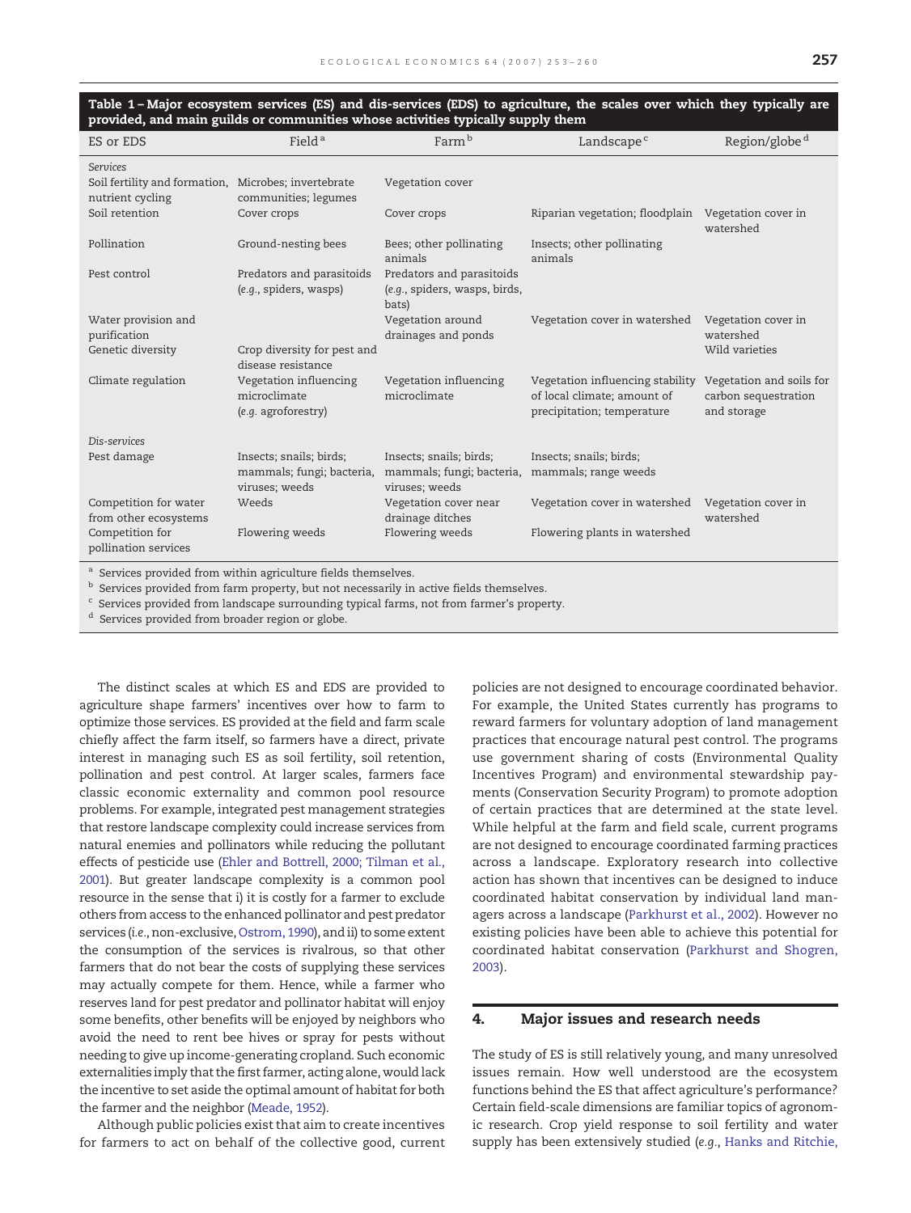**Table 1 – Major ecosystem services (ES) and dis-services (EDS) to agriculture, the scales over which they typically are provided, and main guilds or communities whose activities typically supply them**

| ES or EDS | Field[a] | Farm[b] | Landscape[c] | Region/globe[d] |
|---|---|---|---|---|
| *Services* | | | | |
| Soil fertility and formation, nutrient cycling | Microbes; invertebrate communities; legumes | Vegetation cover | | |
| Soil retention | Cover crops | Cover crops | Riparian vegetation; floodplain | Vegetation cover in watershed |
| Pollination | Ground-nesting bees | Bees; other pollinating animals | Insects; other pollinating animals | |
| Pest control | Predators and parasitoids (*e.g.*, spiders, wasps) | Predators and parasitoids (*e.g.*, spiders, wasps, birds, bats) | | |
| Water provision and purification | | Vegetation around drainages and ponds | Vegetation cover in watershed | Vegetation cover in watershed |
| Genetic diversity | Crop diversity for pest and disease resistance | | | Wild varieties |
| Climate regulation | Vegetation influencing microclimate (*e.g.* agroforestry) | Vegetation influencing microclimate | Vegetation influencing stability of local climate; amount of precipitation; temperature | Vegetation and soils for carbon sequestration and storage |
| *Dis-services* | | | | |
| Pest damage | Insects; snails; birds; mammals; fungi; bacteria, viruses; weeds | Insects; snails; birds; mammals; fungi; bacteria, viruses; weeds | Insects; snails; birds; mammals; range weeds | |
| Competition for water from other ecosystems | Weeds | Vegetation cover near drainage ditches | Vegetation cover in watershed | Vegetation cover in watershed |
| Competition for pollination services | Flowering weeds | Flowering weeds | Flowering plants in watershed | |

[a] Services provided from within agriculture fields themselves.
[b] Services provided from farm property, but not necessarily in active fields themselves.
[c] Services provided from landscape surrounding typical farms, not from farmer's property.
[d] Services provided from broader region or globe.

The distinct scales at which ES and EDS are provided to agriculture shape farmers' incentives over how to farm to optimize those services. ES provided at the field and farm scale chiefly affect the farm itself, so farmers have a direct, private interest in managing such ES as soil fertility, soil retention, pollination and pest control. At larger scales, farmers face classic economic externality and common pool resource problems. For example, integrated pest management strategies that restore landscape complexity could increase services from natural enemies and pollinators while reducing the pollutant effects of pesticide use (Ehler and Bottrell, 2000; Tilman et al., 2001). But greater landscape complexity is a common pool resource in the sense that i) it is costly for a farmer to exclude others from access to the enhanced pollinator and pest predator services (*i.e.*, non-exclusive, Ostrom, 1990), and ii) to some extent the consumption of the services is rivalrous, so that other farmers that do not bear the costs of supplying these services may actually compete for them. Hence, while a farmer who reserves land for pest predator and pollinator habitat will enjoy some benefits, other benefits will be enjoyed by neighbors who avoid the need to rent bee hives or spray for pests without needing to give up income-generating cropland. Such economic externalities imply that the first farmer, acting alone, would lack the incentive to set aside the optimal amount of habitat for both the farmer and the neighbor (Meade, 1952).

Although public policies exist that aim to create incentives for farmers to act on behalf of the collective good, current policies are not designed to encourage coordinated behavior. For example, the United States currently has programs to reward farmers for voluntary adoption of land management practices that encourage natural pest control. The programs use government sharing of costs (Environmental Quality Incentives Program) and environmental stewardship payments (Conservation Security Program) to promote adoption of certain practices that are determined at the state level. While helpful at the farm and field scale, current programs are not designed to encourage coordinated farming practices across a landscape. Exploratory research into collective action has shown that incentives can be designed to induce coordinated habitat conservation by individual land managers across a landscape (Parkhurst et al., 2002). However no existing policies have been able to achieve this potential for coordinated habitat conservation (Parkhurst and Shogren, 2003).

## 4. Major issues and research needs

The study of ES is still relatively young, and many unresolved issues remain. How well understood are the ecosystem functions behind the ES that affect agriculture's performance? Certain field-scale dimensions are familiar topics of agronomic research. Crop yield response to soil fertility and water supply has been extensively studied (*e.g.*, Hanks and Ritchie,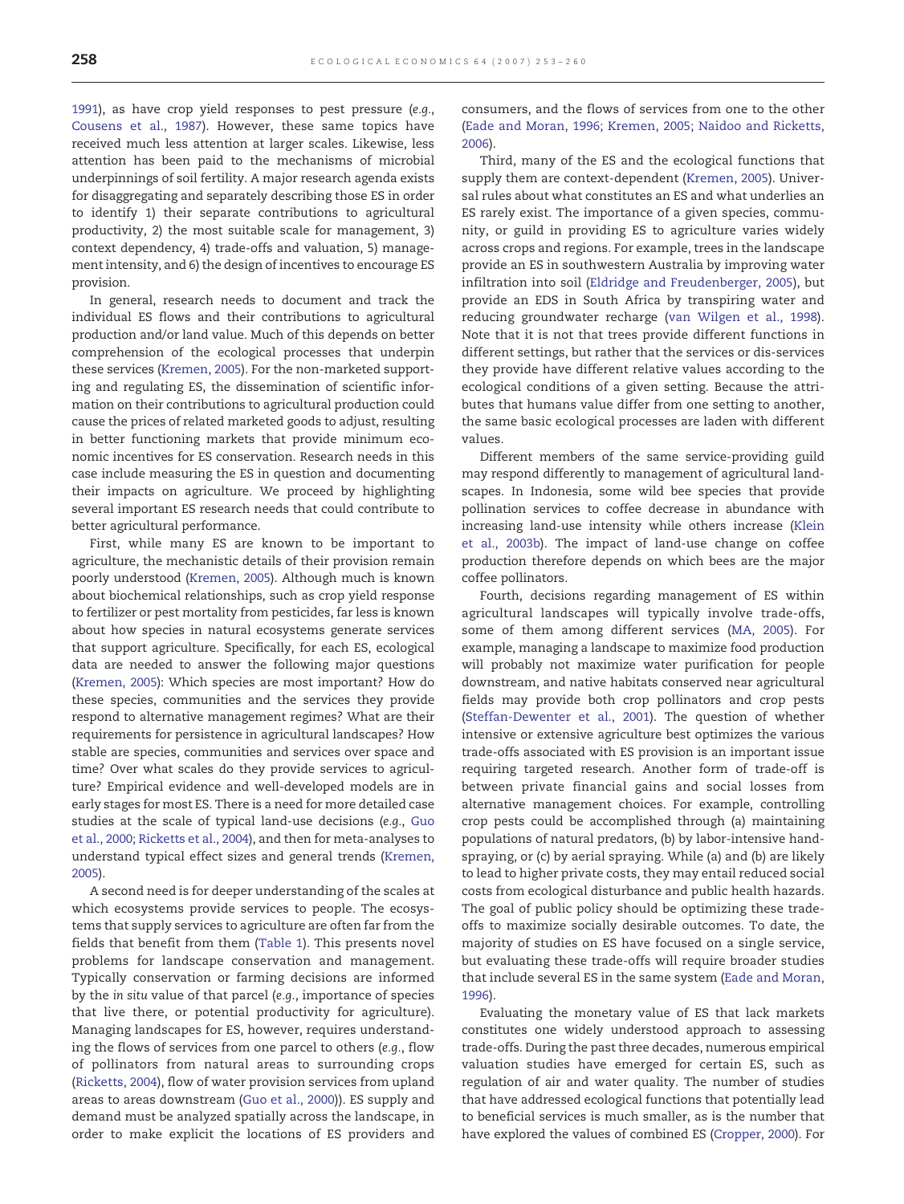1991), as have crop yield responses to pest pressure (*e.g.*, Cousens et al., 1987). However, these same topics have received much less attention at larger scales. Likewise, less attention has been paid to the mechanisms of microbial underpinnings of soil fertility. A major research agenda exists for disaggregating and separately describing those ES in order to identify 1) their separate contributions to agricultural productivity, 2) the most suitable scale for management, 3) context dependency, 4) trade-offs and valuation, 5) management intensity, and 6) the design of incentives to encourage ES provision.

In general, research needs to document and track the individual ES flows and their contributions to agricultural production and/or land value. Much of this depends on better comprehension of the ecological processes that underpin these services (Kremen, 2005). For the non-marketed supporting and regulating ES, the dissemination of scientific information on their contributions to agricultural production could cause the prices of related marketed goods to adjust, resulting in better functioning markets that provide minimum economic incentives for ES conservation. Research needs in this case include measuring the ES in question and documenting their impacts on agriculture. We proceed by highlighting several important ES research needs that could contribute to better agricultural performance.

First, while many ES are known to be important to agriculture, the mechanistic details of their provision remain poorly understood (Kremen, 2005). Although much is known about biochemical relationships, such as crop yield response to fertilizer or pest mortality from pesticides, far less is known about how species in natural ecosystems generate services that support agriculture. Specifically, for each ES, ecological data are needed to answer the following major questions (Kremen, 2005): Which species are most important? How do these species, communities and the services they provide respond to alternative management regimes? What are their requirements for persistence in agricultural landscapes? How stable are species, communities and services over space and time? Over what scales do they provide services to agriculture? Empirical evidence and well-developed models are in early stages for most ES. There is a need for more detailed case studies at the scale of typical land-use decisions (*e.g.*, Guo et al., 2000; Ricketts et al., 2004), and then for meta-analyses to understand typical effect sizes and general trends (Kremen, 2005).

A second need is for deeper understanding of the scales at which ecosystems provide services to people. The ecosystems that supply services to agriculture are often far from the fields that benefit from them (Table 1). This presents novel problems for landscape conservation and management. Typically conservation or farming decisions are informed by the *in situ* value of that parcel (*e.g.*, importance of species that live there, or potential productivity for agriculture). Managing landscapes for ES, however, requires understanding the flows of services from one parcel to others (*e.g.*, flow of pollinators from natural areas to surrounding crops (Ricketts, 2004), flow of water provision services from upland areas to areas downstream (Guo et al., 2000)). ES supply and demand must be analyzed spatially across the landscape, in order to make explicit the locations of ES providers and consumers, and the flows of services from one to the other (Eade and Moran, 1996; Kremen, 2005; Naidoo and Ricketts, 2006).

Third, many of the ES and the ecological functions that supply them are context-dependent (Kremen, 2005). Universal rules about what constitutes an ES and what underlies an ES rarely exist. The importance of a given species, community, or guild in providing ES to agriculture varies widely across crops and regions. For example, trees in the landscape provide an ES in southwestern Australia by improving water infiltration into soil (Eldridge and Freudenberger, 2005), but provide an EDS in South Africa by transpiring water and reducing groundwater recharge (van Wilgen et al., 1998). Note that it is not that trees provide different functions in different settings, but rather that the services or dis-services they provide have different relative values according to the ecological conditions of a given setting. Because the attributes that humans value differ from one setting to another, the same basic ecological processes are laden with different values.

Different members of the same service-providing guild may respond differently to management of agricultural landscapes. In Indonesia, some wild bee species that provide pollination services to coffee decrease in abundance with increasing land-use intensity while others increase (Klein et al., 2003b). The impact of land-use change on coffee production therefore depends on which bees are the major coffee pollinators.

Fourth, decisions regarding management of ES within agricultural landscapes will typically involve trade-offs, some of them among different services (MA, 2005). For example, managing a landscape to maximize food production will probably not maximize water purification for people downstream, and native habitats conserved near agricultural fields may provide both crop pollinators and crop pests (Steffan-Dewenter et al., 2001). The question of whether intensive or extensive agriculture best optimizes the various trade-offs associated with ES provision is an important issue requiring targeted research. Another form of trade-off is between private financial gains and social losses from alternative management choices. For example, controlling crop pests could be accomplished through (a) maintaining populations of natural predators, (b) by labor-intensive hand-spraying, or (c) by aerial spraying. While (a) and (b) are likely to lead to higher private costs, they may entail reduced social costs from ecological disturbance and public health hazards. The goal of public policy should be optimizing these trade-offs to maximize socially desirable outcomes. To date, the majority of studies on ES have focused on a single service, but evaluating these trade-offs will require broader studies that include several ES in the same system (Eade and Moran, 1996).

Evaluating the monetary value of ES that lack markets constitutes one widely understood approach to assessing trade-offs. During the past three decades, numerous empirical valuation studies have emerged for certain ES, such as regulation of air and water quality. The number of studies that have addressed ecological functions that potentially lead to beneficial services is much smaller, as is the number that have explored the values of combined ES (Cropper, 2000). For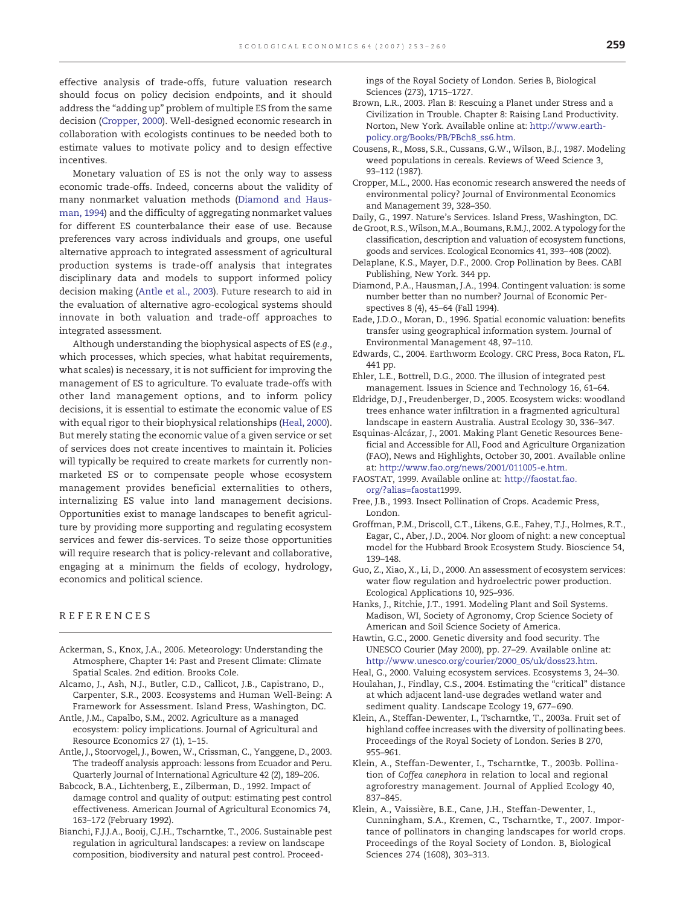effective analysis of trade-offs, future valuation research should focus on policy decision endpoints, and it should address the "adding up" problem of multiple ES from the same decision (Cropper, 2000). Well-designed economic research in collaboration with ecologists continues to be needed both to estimate values to motivate policy and to design effective incentives.

Monetary valuation of ES is not the only way to assess economic trade-offs. Indeed, concerns about the validity of many nonmarket valuation methods (Diamond and Hausman, 1994) and the difficulty of aggregating nonmarket values for different ES counterbalance their ease of use. Because preferences vary across individuals and groups, one useful alternative approach to integrated assessment of agricultural production systems is trade-off analysis that integrates disciplinary data and models to support informed policy decision making (Antle et al., 2003). Future research to aid in the evaluation of alternative agro-ecological systems should innovate in both valuation and trade-off approaches to integrated assessment.

Although understanding the biophysical aspects of ES (*e.g.*, which processes, which species, what habitat requirements, what scales) is necessary, it is not sufficient for improving the management of ES to agriculture. To evaluate trade-offs with other land management options, and to inform policy decisions, it is essential to estimate the economic value of ES with equal rigor to their biophysical relationships (Heal, 2000). But merely stating the economic value of a given service or set of services does not create incentives to maintain it. Policies will typically be required to create markets for currently nonmarketed ES or to compensate people whose ecosystem management provides beneficial externalities to others, internalizing ES value into land management decisions. Opportunities exist to manage landscapes to benefit agriculture by providing more supporting and regulating ecosystem services and fewer dis-services. To seize those opportunities will require research that is policy-relevant and collaborative, engaging at a minimum the fields of ecology, hydrology, economics and political science.

## REFERENCES

Ackerman, S., Knox, J.A., 2006. Meteorology: Understanding the Atmosphere, Chapter 14: Past and Present Climate: Climate Spatial Scales. 2nd edition. Brooks Cole.

Alcamo, J., Ash, N.J., Butler, C.D., Callicot, J.B., Capistrano, D., Carpenter, S.R., 2003. Ecosystems and Human Well-Being: A Framework for Assessment. Island Press, Washington, DC.

Antle, J.M., Capalbo, S.M., 2002. Agriculture as a managed ecosystem: policy implications. Journal of Agricultural and Resource Economics 27 (1), 1–15.

Antle, J., Stoorvogel, J., Bowen, W., Crissman, C., Yanggene, D., 2003. The tradeoff analysis approach: lessons from Ecuador and Peru. Quarterly Journal of International Agriculture 42 (2), 189–206.

Babcock, B.A., Lichtenberg, E., Zilberman, D., 1992. Impact of damage control and quality of output: estimating pest control effectiveness. American Journal of Agricultural Economics 74, 163–172 (February 1992).

Bianchi, F.J.J.A., Booij, C.J.H., Tscharntke, T., 2006. Sustainable pest regulation in agricultural landscapes: a review on landscape composition, biodiversity and natural pest control. Proceedings of the Royal Society of London. Series B, Biological Sciences (273), 1715–1727.

Brown, L.R., 2003. Plan B: Rescuing a Planet under Stress and a Civilization in Trouble. Chapter 8: Raising Land Productivity. Norton, New York. Available online at: http://www.earth-policy.org/Books/PB/PBch8_ss6.htm.

Cousens, R., Moss, S.R., Cussans, G.W., Wilson, B.J., 1987. Modeling weed populations in cereals. Reviews of Weed Science 3, 93–112 (1987).

Cropper, M.L., 2000. Has economic research answered the needs of environmental policy? Journal of Environmental Economics and Management 39, 328–350.

Daily, G., 1997. Nature's Services. Island Press, Washington, DC.

de Groot, R.S., Wilson, M.A., Boumans, R.M.J., 2002. A typology for the classification, description and valuation of ecosystem functions, goods and services. Ecological Economics 41, 393–408 (2002).

Delaplane, K.S., Mayer, D.F., 2000. Crop Pollination by Bees. CABI Publishing, New York. 344 pp.

Diamond, P.A., Hausman, J.A., 1994. Contingent valuation: is some number better than no number? Journal of Economic Perspectives 8 (4), 45–64 (Fall 1994).

Eade, J.D.O., Moran, D., 1996. Spatial economic valuation: benefits transfer using geographical information system. Journal of Environmental Management 48, 97–110.

Edwards, C., 2004. Earthworm Ecology. CRC Press, Boca Raton, FL. 441 pp.

Ehler, L.E., Bottrell, D.G., 2000. The illusion of integrated pest management. Issues in Science and Technology 16, 61–64.

Eldridge, D.J., Freudenberger, D., 2005. Ecosystem wicks: woodland trees enhance water infiltration in a fragmented agricultural landscape in eastern Australia. Austral Ecology 30, 336–347.

Esquinas-Alcázar, J., 2001. Making Plant Genetic Resources Beneficial and Accessible for All, Food and Agriculture Organization (FAO), News and Highlights, October 30, 2001. Available online at: http://www.fao.org/news/2001/011005-e.htm.

FAOSTAT, 1999. Available online at: http://faostat.fao.org/?alias=faostat1999.

Free, J.B., 1993. Insect Pollination of Crops. Academic Press, London.

Groffman, P.M., Driscoll, C.T., Likens, G.E., Fahey, T.J., Holmes, R.T., Eagar, C., Aber, J.D., 2004. Nor gloom of night: a new conceptual model for the Hubbard Brook Ecosystem Study. Bioscience 54, 139–148.

Guo, Z., Xiao, X., Li, D., 2000. An assessment of ecosystem services: water flow regulation and hydroelectric power production. Ecological Applications 10, 925–936.

Hanks, J., Ritchie, J.T., 1991. Modeling Plant and Soil Systems. Madison, WI, Society of Agronomy, Crop Science Society of American and Soil Science Society of America.

Hawtin, G.C., 2000. Genetic diversity and food security. The UNESCO Courier (May 2000), pp. 27–29. Available online at: http://www.unesco.org/courier/2000_05/uk/doss23.htm.

Heal, G., 2000. Valuing ecosystem services. Ecosystems 3, 24–30.

Houlahan, J., Findlay, C.S., 2004. Estimating the "critical" distance at which adjacent land-use degrades wetland water and sediment quality. Landscape Ecology 19, 677–690.

Klein, A., Steffan-Dewenter, I., Tscharntke, T., 2003a. Fruit set of highland coffee increases with the diversity of pollinating bees. Proceedings of the Royal Society of London. Series B 270, 955–961.

Klein, A., Steffan-Dewenter, I., Tscharntke, T., 2003b. Pollination of *Coffea canephora* in relation to local and regional agroforestry management. Journal of Applied Ecology 40, 837–845.

Klein, A., Vaissière, B.E., Cane, J.H., Steffan-Dewenter, I., Cunningham, S.A., Kremen, C., Tscharntke, T., 2007. Importance of pollinators in changing landscapes for world crops. Proceedings of the Royal Society of London. B, Biological Sciences 274 (1608), 303–313.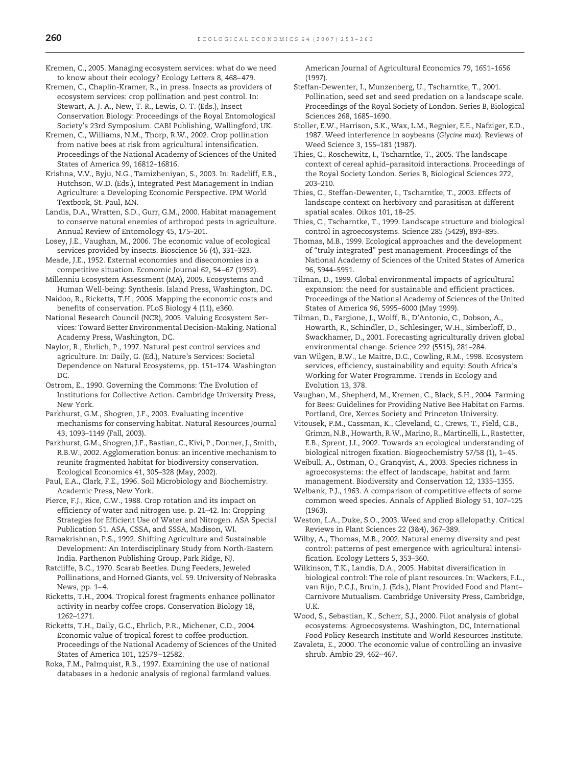Kremen, C., 2005. Managing ecosystem services: what do we need to know about their ecology? Ecology Letters 8, 468–479.

Kremen, C., Chaplin-Kramer, R., in press. Insects as providers of ecosystem services: crop pollination and pest control. In: Stewart, A. J. A., New, T. R., Lewis, O. T. (Eds.), Insect Conservation Biology: Proceedings of the Royal Entomological Society's 23rd Symposium. CABI Publishing, Wallingford, UK.

Kremen, C., Williams, N.M., Thorp, R.W., 2002. Crop pollination from native bees at risk from agricultural intensification. Proceedings of the National Academy of Sciences of the United States of America 99, 16812–16816.

Krishna, V.V., Byju, N.G., Tamizheniyan, S., 2003. In: Radcliff, E.B., Hutchson, W.D. (Eds.), Integrated Pest Management in Indian Agriculture: a Developing Economic Perspective. IPM World Textbook, St. Paul, MN.

Landis, D.A., Wratten, S.D., Gurr, G.M., 2000. Habitat management to conserve natural enemies of arthropod pests in agriculture. Annual Review of Entomology 45, 175–201.

Losey, J.E., Vaughan, M., 2006. The economic value of ecological services provided by insects. Bioscience 56 (4), 331–323.

Meade, J.E., 1952. External economies and diseconomies in a competitive situation. Economic Journal 62, 54–67 (1952).

Millenniu Ecosystem Assessment (MA), 2005. Ecosystems and Human Well-being: Synthesis. Island Press, Washington, DC.

Naidoo, R., Ricketts, T.H., 2006. Mapping the economic costs and benefits of conservation. PLoS Biology 4 (11), e360.

National Research Council (NCR), 2005. Valuing Ecosystem Services: Toward Better Environmental Decision-Making. National Academy Press, Washington, DC.

Naylor, R., Ehrlich, P., 1997. Natural pest control services and agriculture. In: Daily, G. (Ed.), Nature's Services: Societal Dependence on Natural Ecosystems, pp. 151–174. Washington DC.

Ostrom, E., 1990. Governing the Commons: The Evolution of Institutions for Collective Action. Cambridge University Press, New York.

Parkhurst, G.M., Shogren, J.F., 2003. Evaluating incentive mechanisms for conserving habitat. Natural Resources Journal 43, 1093–1149 (Fall, 2003).

Parkhurst, G.M., Shogren, J.F., Bastian, C., Kivi, P., Donner, J., Smith, R.B.W., 2002. Agglomeration bonus: an incentive mechanism to reunite fragmented habitat for biodiversity conservation. Ecological Economics 41, 305–328 (May, 2002).

Paul, E.A., Clark, F.E., 1996. Soil Microbiology and Biochemistry. Academic Press, New York.

Pierce, F.J., Rice, C.W., 1988. Crop rotation and its impact on efficiency of water and nitrogen use. p. 21–42. In: Cropping Strategies for Efficient Use of Water and Nitrogen. ASA Special Publication 51. ASA, CSSA, and SSSA, Madison, WI.

Ramakrishnan, P.S., 1992. Shifting Agriculture and Sustainable Development: An Interdisciplinary Study from North-Eastern India. Parthenon Publishing Group, Park Ridge, NJ.

Ratcliffe, B.C., 1970. Scarab Beetles. Dung Feeders, Jeweled Pollinations, and Horned Giants, vol. 59. University of Nebraska News, pp. 1–4.

Ricketts, T.H., 2004. Tropical forest fragments enhance pollinator activity in nearby coffee crops. Conservation Biology 18, 1262–1271.

Ricketts, T.H., Daily, G.C., Ehrlich, P.R., Michener, C.D., 2004. Economic value of tropical forest to coffee production. Proceedings of the National Academy of Sciences of the United States of America 101, 12579–12582.

Roka, F.M., Palmquist, R.B., 1997. Examining the use of national databases in a hedonic analysis of regional farmland values. American Journal of Agricultural Economics 79, 1651–1656 (1997).

Steffan-Dewenter, I., Munzenberg, U., Tscharntke, T., 2001. Pollination, seed set and seed predation on a landscape scale. Proceedings of the Royal Society of London. Series B, Biological Sciences 268, 1685–1690.

Stoller, E.W., Harrison, S.K., Wax, L.M., Regnier, E.E., Nafziger, E.D., 1987. Weed interference in soybeans (*Glycine max*). Reviews of Weed Science 3, 155–181 (1987).

Thies, C., Roschewitz, I., Tscharntke, T., 2005. The landscape context of cereal aphid–parasitoid interactions. Proceedings of the Royal Society London. Series B, Biological Sciences 272, 203–210.

Thies, C., Steffan-Dewenter, I., Tscharntke, T., 2003. Effects of landscape context on herbivory and parasitism at different spatial scales. Oikos 101, 18–25.

Thies, C., Tscharntke, T., 1999. Landscape structure and biological control in agroecosystems. Science 285 (5429), 893–895.

Thomas, M.B., 1999. Ecological approaches and the development of "truly integrated" pest management. Proceedings of the National Academy of Sciences of the United States of America 96, 5944–5951.

Tilman, D., 1999. Global environmental impacts of agricultural expansion: the need for sustainable and efficient practices. Proceedings of the National Academy of Sciences of the United States of America 96, 5995–6000 (May 1999).

Tilman, D., Fargione, J., Wolff, B., D'Antonio, C., Dobson, A., Howarth, R., Schindler, D., Schlesinger, W.H., Simberloff, D., Swackhamer, D., 2001. Forecasting agriculturally driven global environmental change. Science 292 (5515), 281–284.

van Wilgen, B.W., Le Maitre, D.C., Cowling, R.M., 1998. Ecosystem services, efficiency, sustainability and equity: South Africa's Working for Water Programme. Trends in Ecology and Evolution 13, 378.

Vaughan, M., Shepherd, M., Kremen, C., Black, S.H., 2004. Farming for Bees: Guidelines for Providing Native Bee Habitat on Farms. Portland, Ore, Xerces Society and Princeton University.

Vitousek, P.M., Cassman, K., Cleveland, C., Crews, T., Field, C.B., Grimm, N.B., Howarth, R.W., Marino, R., Martinelli, L., Rastetter, E.B., Sprent, J.I., 2002. Towards an ecological understanding of biological nitrogen fixation. Biogeochemistry 57/58 (1), 1–45.

Weibull, A., Ostman, O., Granqvist, A., 2003. Species richness in agroecosystems: the effect of landscape, habitat and farm management. Biodiversity and Conservation 12, 1335–1355.

Welbank, P.J., 1963. A comparison of competitive effects of some common weed species. Annals of Applied Biology 51, 107–125 (1963).

Weston, L.A., Duke, S.O., 2003. Weed and crop allelopathy. Critical Reviews in Plant Sciences 22 (3&4), 367–389.

Wilby, A., Thomas, M.B., 2002. Natural enemy diversity and pest control: patterns of pest emergence with agricultural intensification. Ecology Letters 5, 353–360.

Wilkinson, T.K., Landis, D.A., 2005. Habitat diversification in biological control: The role of plant resources. In: Wackers, F.L., van Rijn, P.C.J., Bruin, J. (Eds.), Plant Provided Food and Plant–Carnivore Mutualism. Cambridge University Press, Cambridge, U.K.

Wood, S., Sebastian, K., Scherr, S.J., 2000. Pilot analysis of global ecosystems: Agroecosystems. Washington, DC, International Food Policy Research Institute and World Resources Institute.

Zavaleta, E., 2000. The economic value of controlling an invasive shrub. Ambio 29, 462–467.